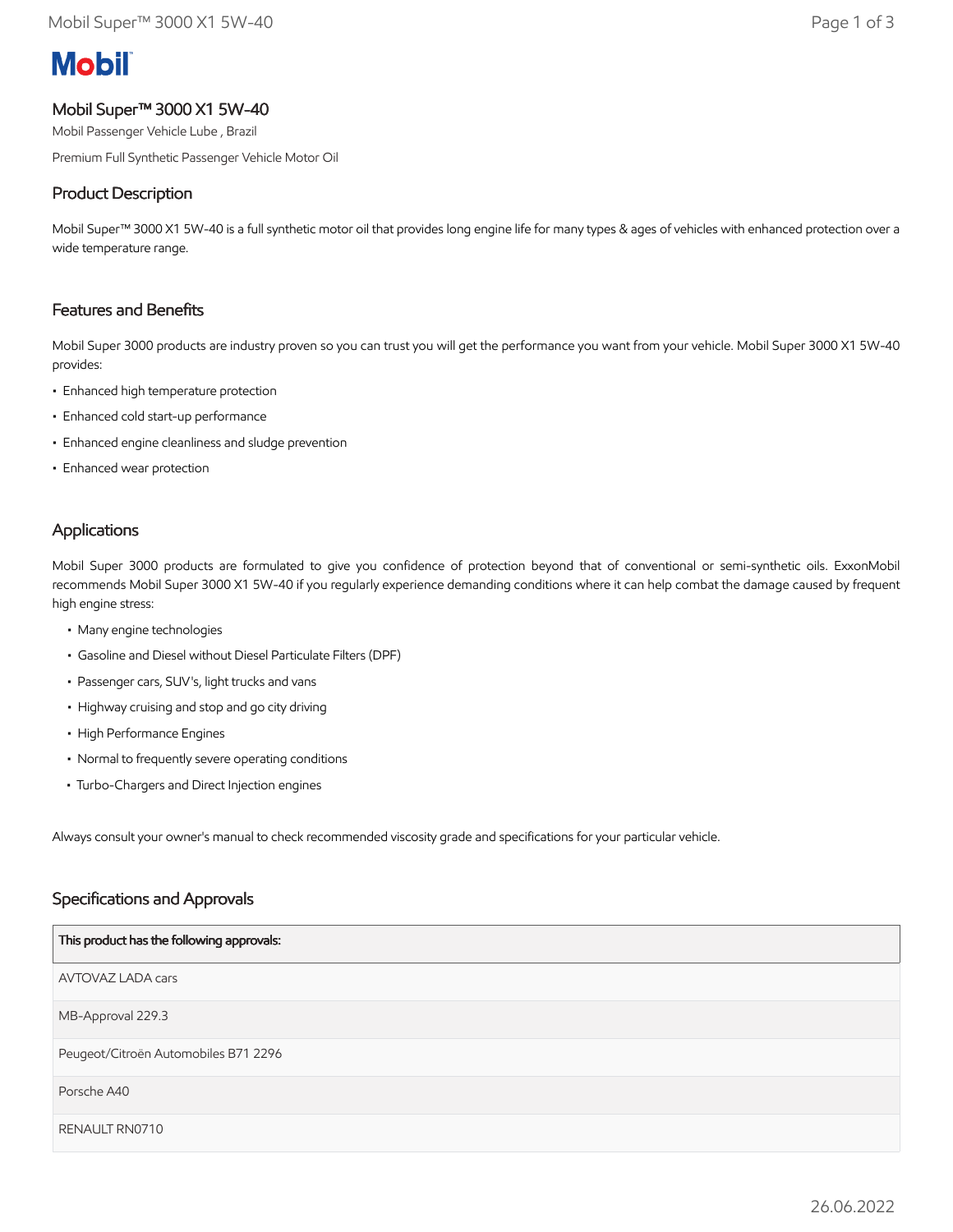# Mobil

## Mobil Super™ 3000 X1 5W-40

Mobil Passenger Vehicle Lube , Brazil

Premium Full Synthetic Passenger Vehicle Motor Oil

## Product Description

Mobil Super™ 3000 X1 5W-40 is a full synthetic motor oil that provides long engine life for many types & ages of vehicles with enhanced protection over a wide temperature range.

## Features and Benefits

Mobil Super 3000 products are industry proven so you can trust you will get the performance you want from your vehicle. Mobil Super 3000 X1 5W-40 provides:

- Enhanced high temperature protection
- Enhanced cold start-up performance
- Enhanced engine cleanliness and sludge prevention
- Enhanced wear protection

## Applications

Mobil Super 3000 products are formulated to give you confidence of protection beyond that of conventional or semi-synthetic oils. ExxonMobil recommends Mobil Super 3000 X1 5W-40 if you regularly experience demanding conditions where it can help combat the damage caused by frequent high engine stress:

- Many engine technologies
- Gasoline and Diesel without Diesel Particulate Filters (DPF)
- Passenger cars, SUV's, light trucks and vans
- Highway cruising and stop and go city driving
- High Performance Engines
- Normal to frequently severe operating conditions
- Turbo-Chargers and Direct Injection engines

Always consult your owner's manual to check recommended viscosity grade and specifications for your particular vehicle.

## Specifications and Approvals

| This product has the following approvals: |
| --- |
| AVTOVAZ LADA cars |
| MB-Approval 229.3 |
| Peugeot/Citroën Automobiles B71 2296 |
| Porsche A40 |
| RENAULT RN0710 |

26.06.2022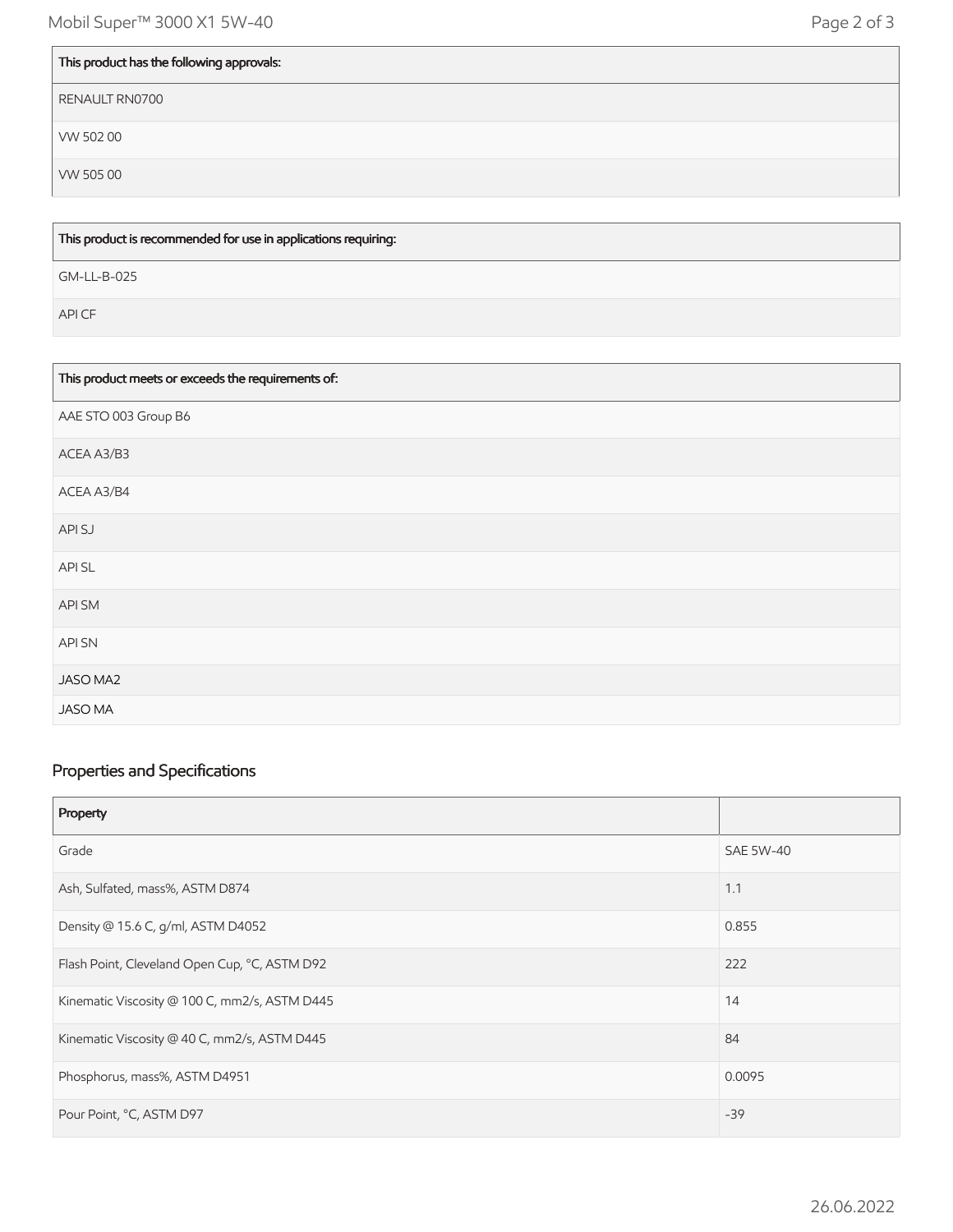| This product has the following approvals: |
| --- |
| RENAULT RN0700 |
| VW 502 00 |
| VW 505 00 |

| This product is recommended for use in applications requiring: |
| --- |
| GM-LL-B-025 |
| API CF |

| This product meets or exceeds the requirements of: |
| --- |
| AAE STO 003 Group B6 |
| ACEA A3/B3 |
| ACEA A3/B4 |
| API SJ |
| API SL |
| API SM |
| API SN |
| JASO MA2 |
| JASO MA |

## Properties and Specifications

| Property | |
| --- | --- |
| Grade | SAE 5W-40 |
| Ash, Sulfated, mass%, ASTM D874 | 1.1 |
| Density @ 15.6 C, g/ml, ASTM D4052 | 0.855 |
| Flash Point, Cleveland Open Cup, °C, ASTM D92 | 222 |
| Kinematic Viscosity @ 100 C, mm2/s, ASTM D445 | 14 |
| Kinematic Viscosity @ 40 C, mm2/s, ASTM D445 | 84 |
| Phosphorus, mass%, ASTM D4951 | 0.0095 |
| Pour Point, °C, ASTM D97 | -39 |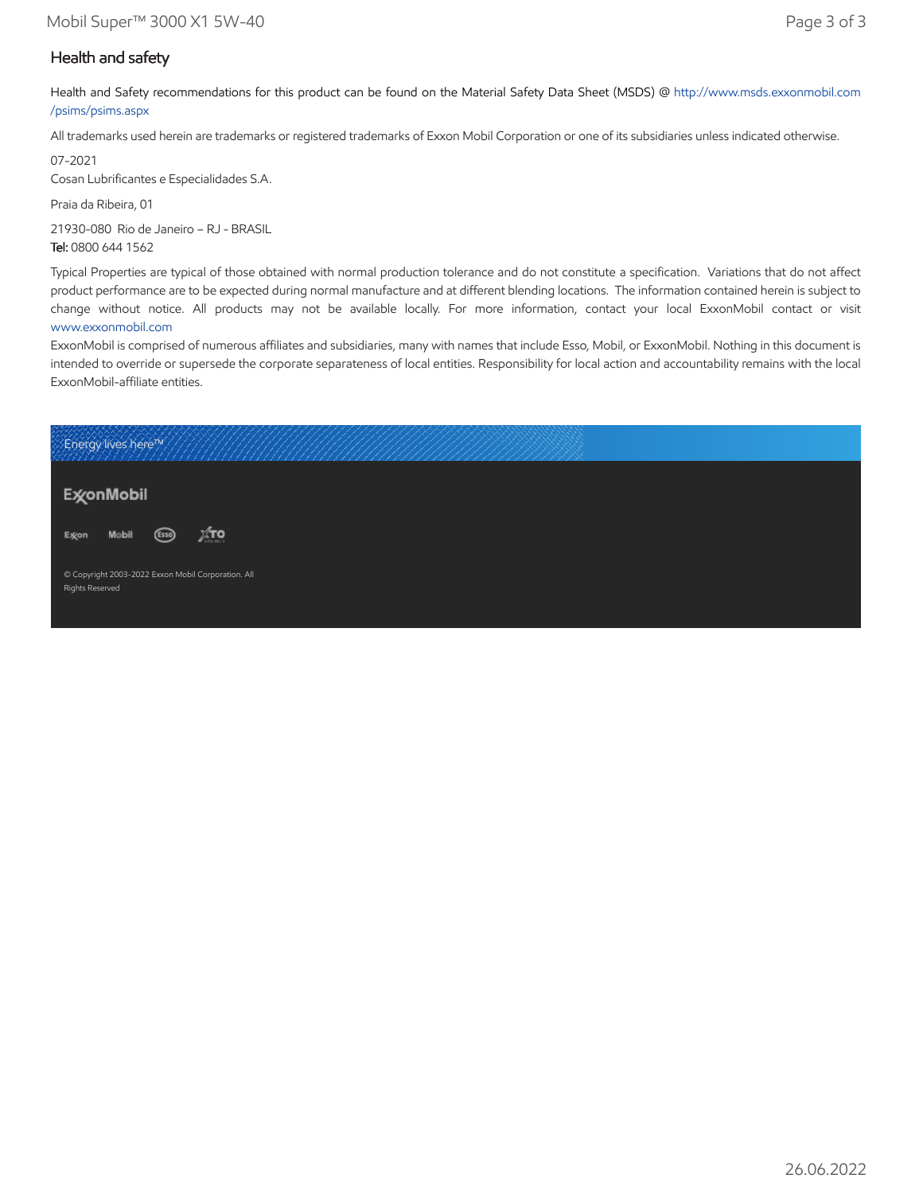## Health and safety

Health and Safety recommendations for this product can be found on the Material Safety Data Sheet (MSDS) @ http://www.msds.exxonmobil.com/psims/psims.aspx

All trademarks used herein are trademarks or registered trademarks of Exxon Mobil Corporation or one of its subsidiaries unless indicated otherwise.

07-2021
Cosan Lubrificantes e Especialidades S.A.

Praia da Ribeira, 01

21930-080 Rio de Janeiro – RJ - BRASIL
**Tel:** 0800 644 1562

Typical Properties are typical of those obtained with normal production tolerance and do not constitute a specification. Variations that do not affect product performance are to be expected during normal manufacture and at different blending locations. The information contained herein is subject to change without notice. All products may not be available locally. For more information, contact your local ExxonMobil contact or visit www.exxonmobil.com

ExxonMobil is comprised of numerous affiliates and subsidiaries, many with names that include Esso, Mobil, or ExxonMobil. Nothing in this document is intended to override or supersede the corporate separateness of local entities. Responsibility for local action and accountability remains with the local ExxonMobil-affiliate entities.

Energy lives here™

ExxonMobil

Exxon Mobil Esso XTO

© Copyright 2003-2022 Exxon Mobil Corporation. All Rights Reserved